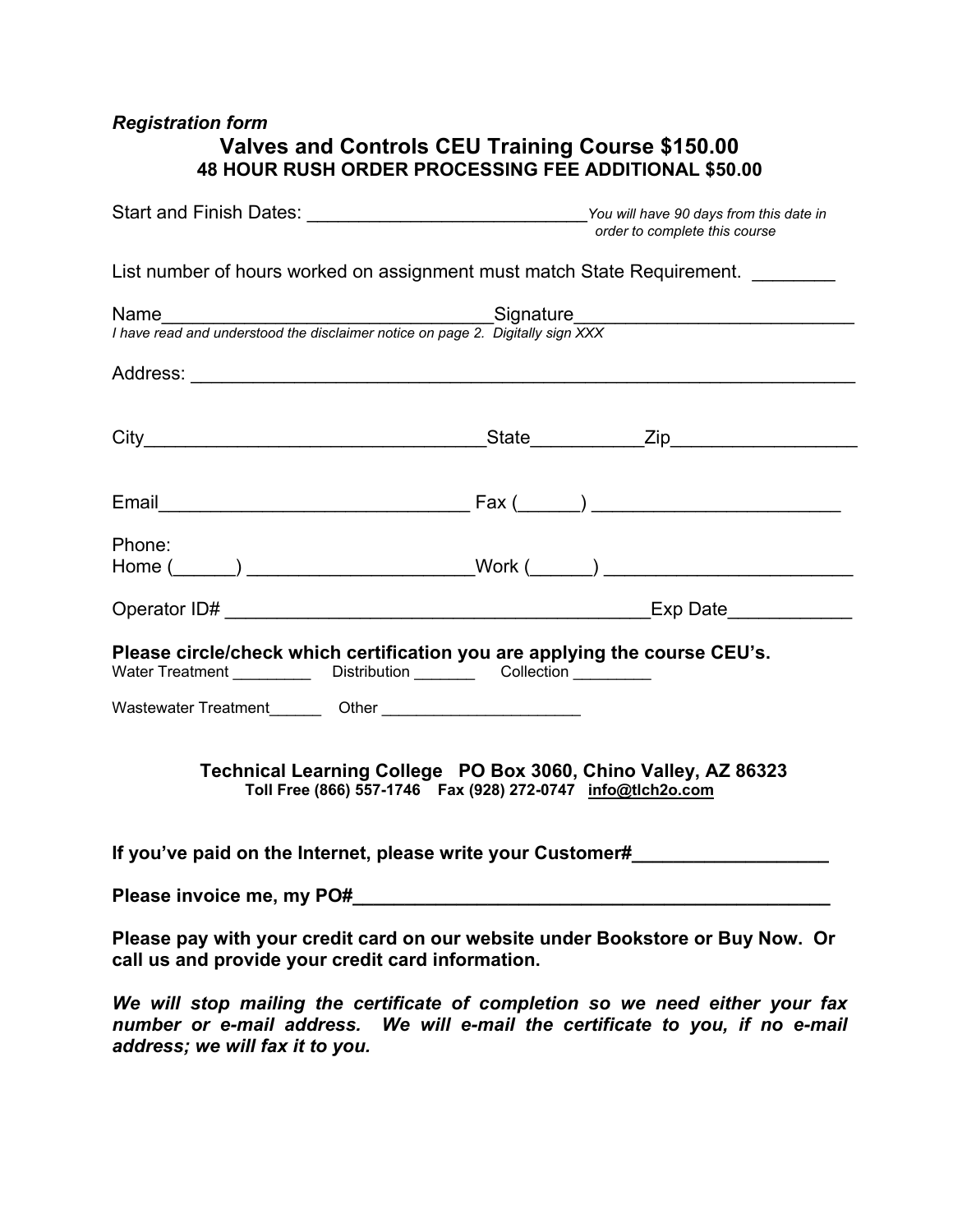*Registration form*

## Valves and Controls CEU Training Course $150.00

**48 HOUR RUSH ORDER PROCESSING FEE ADDITIONAL $50.00**

Start and Finish Dates: ___________________________ *You will have 90 days from this date in order to complete this course*

List number of hours worked on assignment must match State Requirement. ________

Name_______________________________ Signature___________________________

*I have read and understood the disclaimer notice on page 2. Digitally sign XXX*

Address: ______________________________________________________________

City________________________________ State__________ Zip_________________

Email_____________________________ Fax (______) ________________________

Phone:
Home (______) _____________________ Work (______) ________________________

Operator ID# _______________________________________ Exp Date___________

**Please circle/check which certification you are applying the course CEU's.**

Water Treatment _________ Distribution _______ Collection _________

Wastewater Treatment______ Other ______________________

**Technical Learning College PO Box 3060, Chino Valley, AZ 86323**
**Toll Free (866) 557-1746 Fax (928) 272-0747 info@tlch2o.com**

**If you've paid on the Internet, please write your Customer#__________________**

**Please invoice me, my PO#_____________________________________________**

**Please pay with your credit card on our website under Bookstore or Buy Now. Or call us and provide your credit card information.**

***We will stop mailing the certificate of completion so we need either your fax number or e-mail address. We will e-mail the certificate to you, if no e-mail address; we will fax it to you.***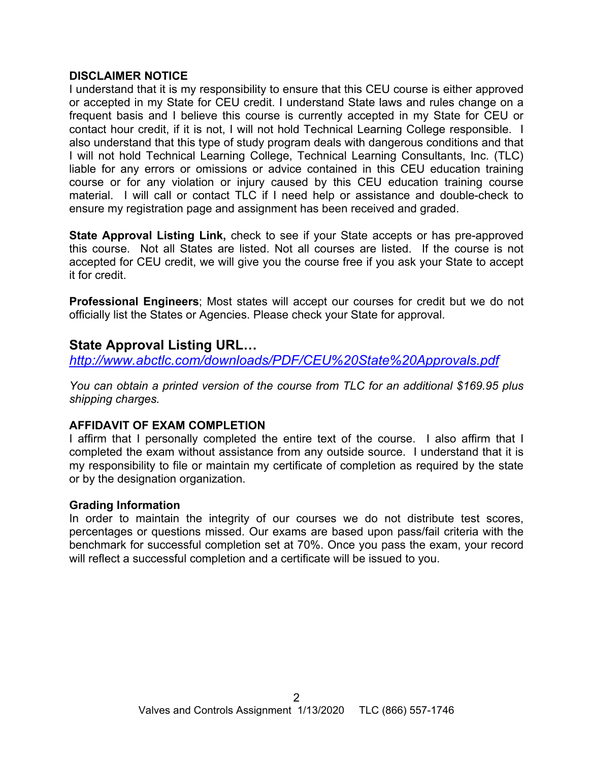**DISCLAIMER NOTICE**

I understand that it is my responsibility to ensure that this CEU course is either approved or accepted in my State for CEU credit. I understand State laws and rules change on a frequent basis and I believe this course is currently accepted in my State for CEU or contact hour credit, if it is not, I will not hold Technical Learning College responsible. I also understand that this type of study program deals with dangerous conditions and that I will not hold Technical Learning College, Technical Learning Consultants, Inc. (TLC) liable for any errors or omissions or advice contained in this CEU education training course or for any violation or injury caused by this CEU education training course material. I will call or contact TLC if I need help or assistance and double-check to ensure my registration page and assignment has been received and graded.

**State Approval Listing Link,** check to see if your State accepts or has pre-approved this course. Not all States are listed. Not all courses are listed. If the course is not accepted for CEU credit, we will give you the course free if you ask your State to accept it for credit.

**Professional Engineers**; Most states will accept our courses for credit but we do not officially list the States or Agencies. Please check your State for approval.

## State Approval Listing URL…

*http://www.abctlc.com/downloads/PDF/CEU%20State%20Approvals.pdf*

*You can obtain a printed version of the course from TLC for an additional $169.95 plus shipping charges.*

**AFFIDAVIT OF EXAM COMPLETION**

I affirm that I personally completed the entire text of the course. I also affirm that I completed the exam without assistance from any outside source. I understand that it is my responsibility to file or maintain my certificate of completion as required by the state or by the designation organization.

**Grading Information**

In order to maintain the integrity of our courses we do not distribute test scores, percentages or questions missed. Our exams are based upon pass/fail criteria with the benchmark for successful completion set at 70%. Once you pass the exam, your record will reflect a successful completion and a certificate will be issued to you.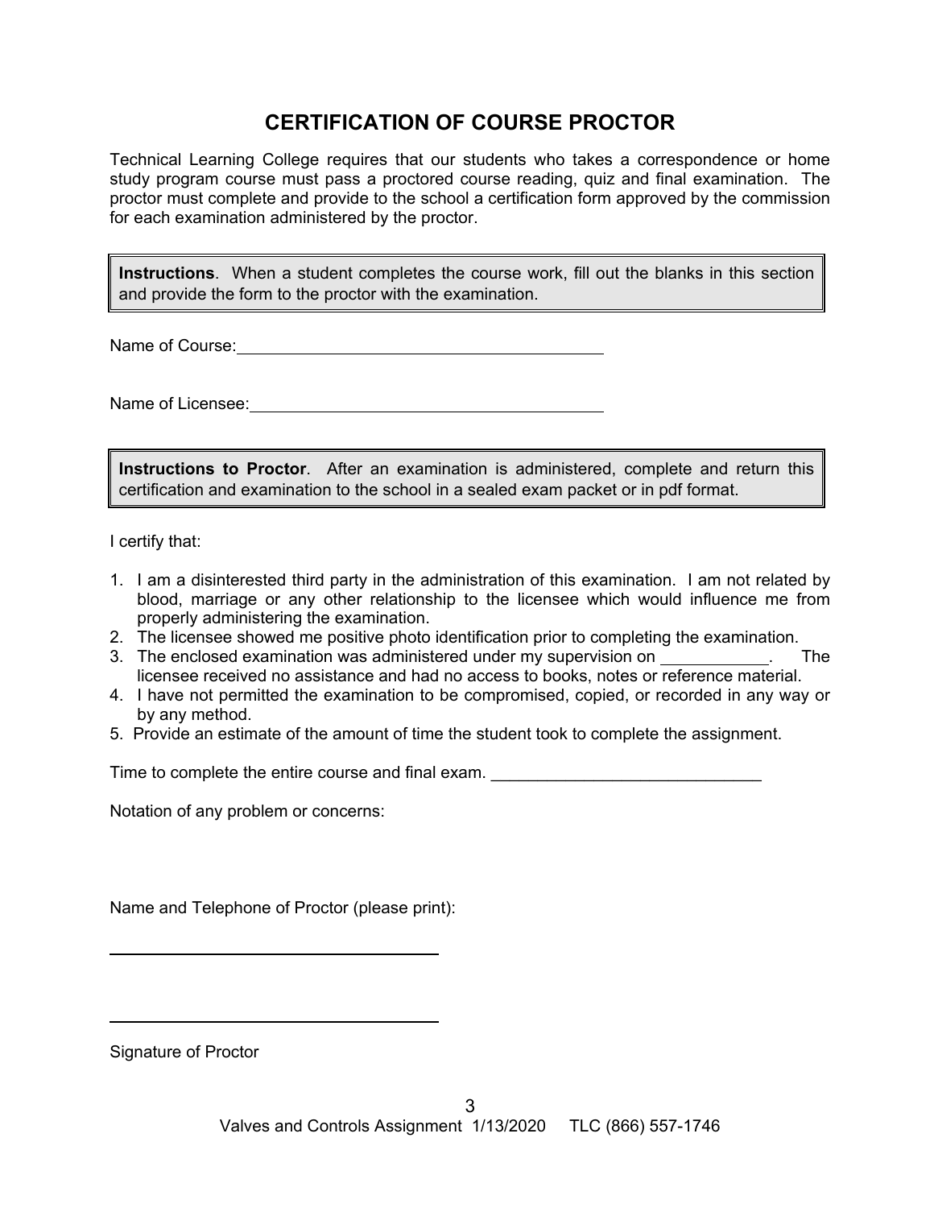# CERTIFICATION OF COURSE PROCTOR

Technical Learning College requires that our students who takes a correspondence or home study program course must pass a proctored course reading, quiz and final examination. The proctor must complete and provide to the school a certification form approved by the commission for each examination administered by the proctor.

> **Instructions**. When a student completes the course work, fill out the blanks in this section and provide the form to the proctor with the examination.

Name of Course: ________________________________________

Name of Licensee: ______________________________________

> **Instructions to Proctor**. After an examination is administered, complete and return this certification and examination to the school in a sealed exam packet or in pdf format.

I certify that:

1. I am a disinterested third party in the administration of this examination. I am not related by blood, marriage or any other relationship to the licensee which would influence me from properly administering the examination.
2. The licensee showed me positive photo identification prior to completing the examination.
3. The enclosed examination was administered under my supervision on ____________. The licensee received no assistance and had no access to books, notes or reference material.
4. I have not permitted the examination to be compromised, copied, or recorded in any way or by any method.
5. Provide an estimate of the amount of time the student took to complete the assignment.

Time to complete the entire course and final exam. _____________________________

Notation of any problem or concerns:

Name and Telephone of Proctor (please print):

_____________________________________

_____________________________________

Signature of Proctor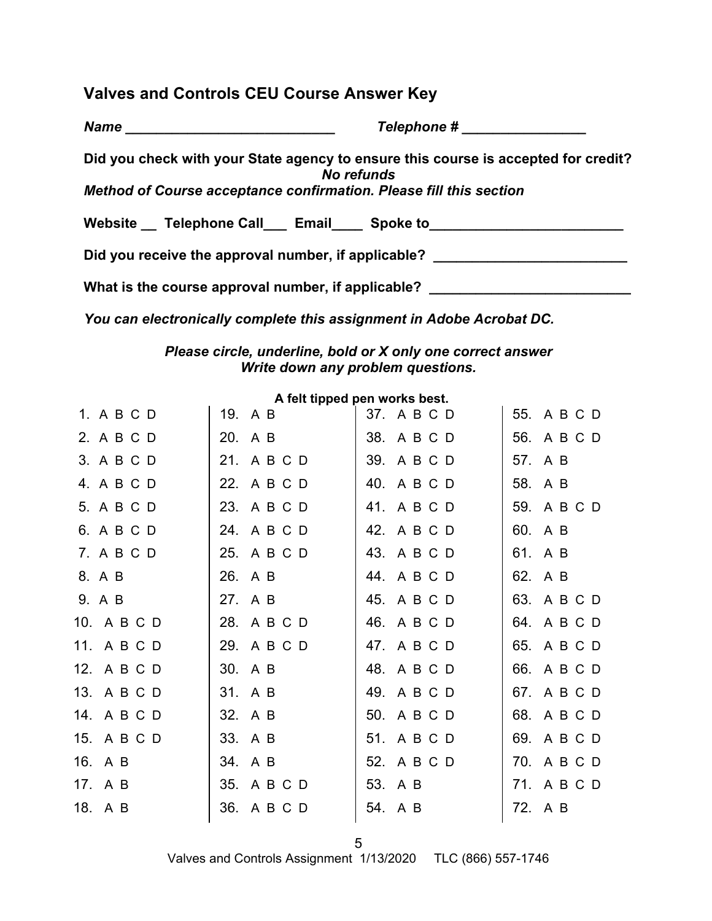## Valves and Controls CEU Course Answer Key

***Name \_\_\_\_\_\_\_\_\_\_\_\_\_\_\_\_\_\_\_\_\_\_\_\_\_\_\_***   ***Telephone # \_\_\_\_\_\_\_\_\_\_\_\_\_\_\_\_***

**Did you check with your State agency to ensure this course is accepted for credit?**
***No refunds***
***Method of Course acceptance confirmation. Please fill this section***

**Website \_\_  Telephone Call\_\_\_  Email\_\_\_\_  Spoke to\_\_\_\_\_\_\_\_\_\_\_\_\_\_\_\_\_\_\_\_\_\_\_\_\_**

**Did you receive the approval number, if applicable? \_\_\_\_\_\_\_\_\_\_\_\_\_\_\_\_\_\_\_\_\_\_\_\_\_**

**What is the course approval number, if applicable? \_\_\_\_\_\_\_\_\_\_\_\_\_\_\_\_\_\_\_\_\_\_\_\_\_\_**

***You can electronically complete this assignment in Adobe Acrobat DC.***

***Please circle, underline, bold or X only one correct answer***
***Write down any problem questions.***

**A felt tipped pen works best.**

| | | | |
|---|---|---|---|
| 1. A B C D | 19. A B | 37. A B C D | 55. A B C D |
| 2. A B C D | 20. A B | 38. A B C D | 56. A B C D |
| 3. A B C D | 21. A B C D | 39. A B C D | 57. A B |
| 4. A B C D | 22. A B C D | 40. A B C D | 58. A B |
| 5. A B C D | 23. A B C D | 41. A B C D | 59. A B C D |
| 6. A B C D | 24. A B C D | 42. A B C D | 60. A B |
| 7. A B C D | 25. A B C D | 43. A B C D | 61. A B |
| 8. A B | 26. A B | 44. A B C D | 62. A B |
| 9. A B | 27. A B | 45. A B C D | 63. A B C D |
| 10. A B C D | 28. A B C D | 46. A B C D | 64. A B C D |
| 11. A B C D | 29. A B C D | 47. A B C D | 65. A B C D |
| 12. A B C D | 30. A B | 48. A B C D | 66. A B C D |
| 13. A B C D | 31. A B | 49. A B C D | 67. A B C D |
| 14. A B C D | 32. A B | 50. A B C D | 68. A B C D |
| 15. A B C D | 33. A B | 51. A B C D | 69. A B C D |
| 16. A B | 34. A B | 52. A B C D | 70. A B C D |
| 17. A B | 35. A B C D | 53. A B | 71. A B C D |
| 18. A B | 36. A B C D | 54. A B | 72. A B |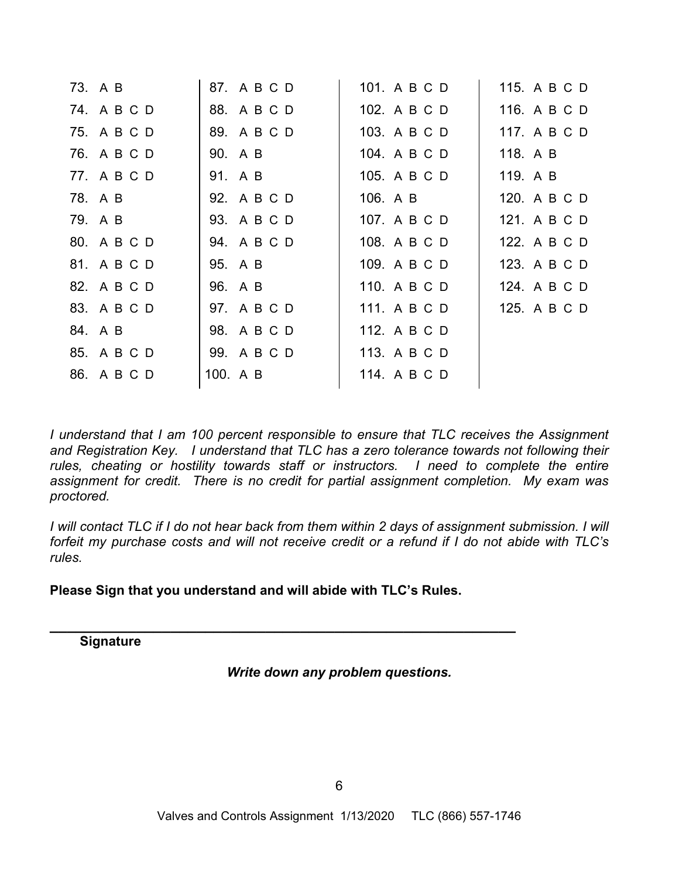| | | | |
|---|---|---|---|
| 73. A B | 87. A B C D | 101. A B C D | 115. A B C D |
| 74. A B C D | 88. A B C D | 102. A B C D | 116. A B C D |
| 75. A B C D | 89. A B C D | 103. A B C D | 117. A B C D |
| 76. A B C D | 90. A B | 104. A B C D | 118. A B |
| 77. A B C D | 91. A B | 105. A B C D | 119. A B |
| 78. A B | 92. A B C D | 106. A B | 120. A B C D |
| 79. A B | 93. A B C D | 107. A B C D | 121. A B C D |
| 80. A B C D | 94. A B C D | 108. A B C D | 122. A B C D |
| 81. A B C D | 95. A B | 109. A B C D | 123. A B C D |
| 82. A B C D | 96. A B | 110. A B C D | 124. A B C D |
| 83. A B C D | 97. A B C D | 111. A B C D | 125. A B C D |
| 84. A B | 98. A B C D | 112. A B C D | |
| 85. A B C D | 99. A B C D | 113. A B C D | |
| 86. A B C D | 100. A B | 114. A B C D | |

*I understand that I am 100 percent responsible to ensure that TLC receives the Assignment and Registration Key. I understand that TLC has a zero tolerance towards not following their rules, cheating or hostility towards staff or instructors. I need to complete the entire assignment for credit. There is no credit for partial assignment completion. My exam was proctored.*

*I will contact TLC if I do not hear back from them within 2 days of assignment submission. I will forfeit my purchase costs and will not receive credit or a refund if I do not abide with TLC's rules.*

**Please Sign that you understand and will abide with TLC's Rules.**

_______________________________________________________________

**Signature**

***Write down any problem questions.***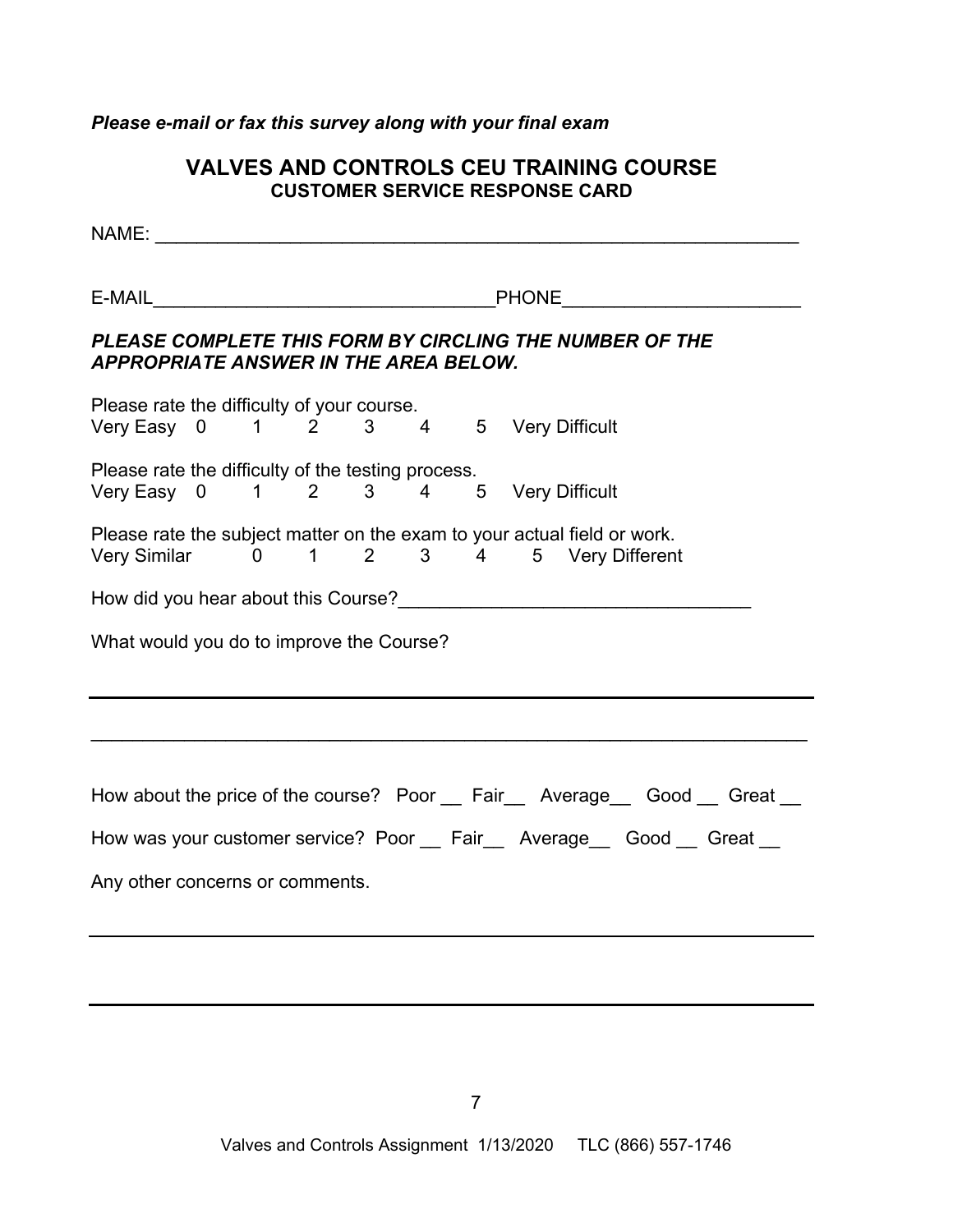***Please e-mail or fax this survey along with your final exam***

## VALVES AND CONTROLS CEU TRAINING COURSE
### CUSTOMER SERVICE RESPONSE CARD

NAME: _______________________________________________________________

E-MAIL_________________________________PHONE______________________

***PLEASE COMPLETE THIS FORM BY CIRCLING THE NUMBER OF THE APPROPRIATE ANSWER IN THE AREA BELOW.***

Please rate the difficulty of your course.
Very Easy 0 1 2 3 4 5 Very Difficult

Please rate the difficulty of the testing process.
Very Easy 0 1 2 3 4 5 Very Difficult

Please rate the subject matter on the exam to your actual field or work.
Very Similar 0 1 2 3 4 5 Very Different

How did you hear about this Course?_________________________________

What would you do to improve the Course?

_____________________________________________________________________

_____________________________________________________________________

How about the price of the course? Poor __ Fair__ Average__ Good __ Great __

How was your customer service? Poor __ Fair__ Average__ Good __ Great __

Any other concerns or comments.

_____________________________________________________________________

_____________________________________________________________________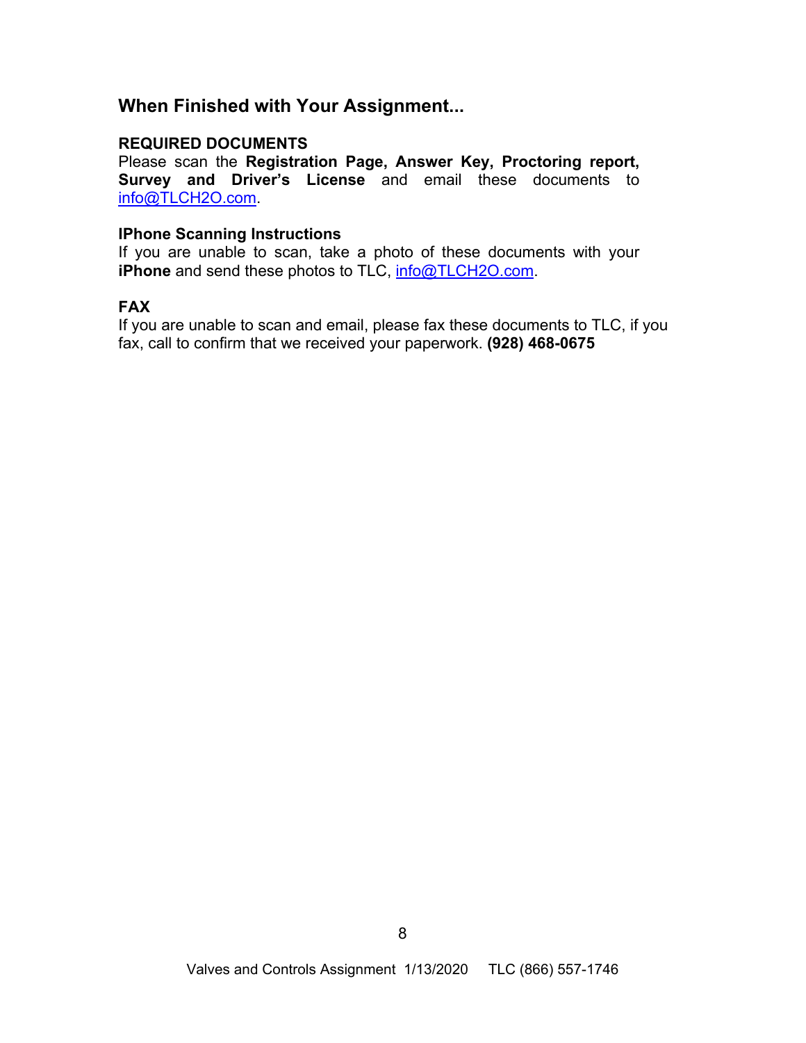## When Finished with Your Assignment...

**REQUIRED DOCUMENTS**
Please scan the **Registration Page, Answer Key, Proctoring report, Survey and Driver's License** and email these documents to info@TLCH2O.com.

**IPhone Scanning Instructions**
If you are unable to scan, take a photo of these documents with your **iPhone** and send these photos to TLC, info@TLCH2O.com.

**FAX**
If you are unable to scan and email, please fax these documents to TLC, if you fax, call to confirm that we received your paperwork. **(928) 468-0675**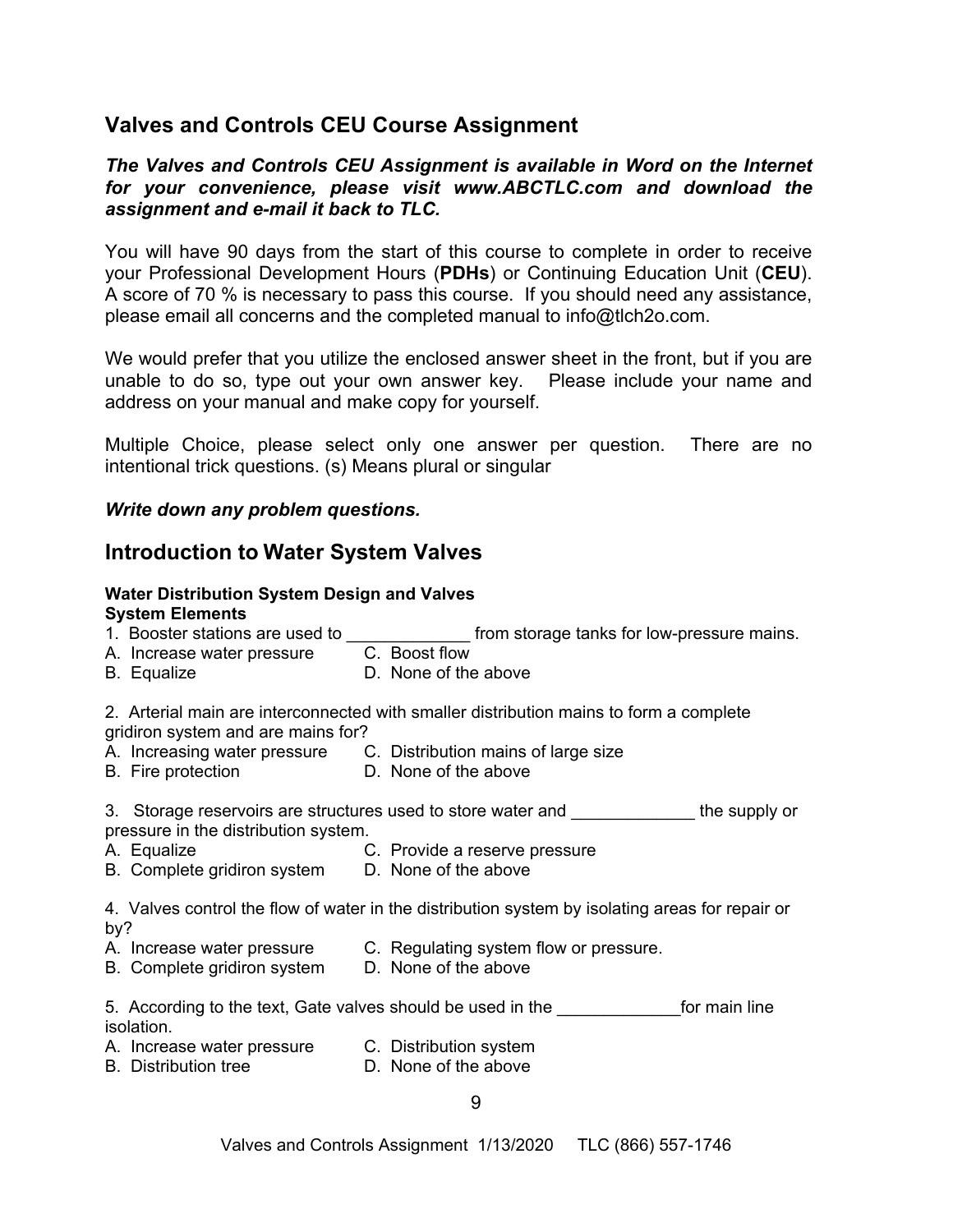## Valves and Controls CEU Course Assignment

***The Valves and Controls CEU Assignment is available in Word on the Internet for your convenience, please visit www.ABCTLC.com and download the assignment and e-mail it back to TLC.***

You will have 90 days from the start of this course to complete in order to receive your Professional Development Hours (**PDHs**) or Continuing Education Unit (**CEU**). A score of 70 % is necessary to pass this course. If you should need any assistance, please email all concerns and the completed manual to info@tlch2o.com.

We would prefer that you utilize the enclosed answer sheet in the front, but if you are unable to do so, type out your own answer key. Please include your name and address on your manual and make copy for yourself.

Multiple Choice, please select only one answer per question. There are no intentional trick questions. (s) Means plural or singular

***Write down any problem questions.***

## Introduction to Water System Valves

**Water Distribution System Design and Valves**
**System Elements**

1. Booster stations are used to _____________ from storage tanks for low-pressure mains.
A. Increase water pressure
B. Equalize
C. Boost flow
D. None of the above

2. Arterial main are interconnected with smaller distribution mains to form a complete gridiron system and are mains for?
A. Increasing water pressure
B. Fire protection
C. Distribution mains of large size
D. None of the above

3. Storage reservoirs are structures used to store water and _____________ the supply or pressure in the distribution system.
A. Equalize
B. Complete gridiron system
C. Provide a reserve pressure
D. None of the above

4. Valves control the flow of water in the distribution system by isolating areas for repair or by?
A. Increase water pressure
B. Complete gridiron system
C. Regulating system flow or pressure.
D. None of the above

5. According to the text, Gate valves should be used in the _____________for main line isolation.
A. Increase water pressure
B. Distribution tree
C. Distribution system
D. None of the above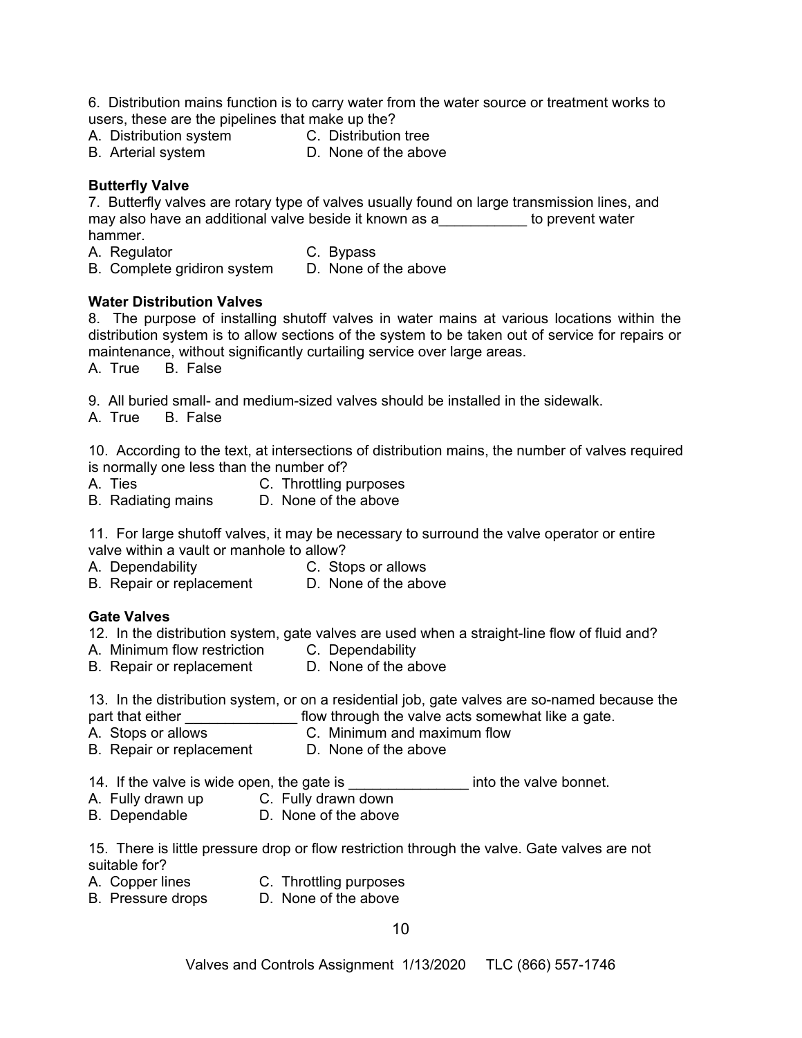6. Distribution mains function is to carry water from the water source or treatment works to users, these are the pipelines that make up the?

A. Distribution system  
B. Arterial system  
C. Distribution tree  
D. None of the above

**Butterfly Valve**

7. Butterfly valves are rotary type of valves usually found on large transmission lines, and may also have an additional valve beside it known as a___________ to prevent water hammer.

A. Regulator  
B. Complete gridiron system  
C. Bypass  
D. None of the above

**Water Distribution Valves**

8. The purpose of installing shutoff valves in water mains at various locations within the distribution system is to allow sections of the system to be taken out of service for repairs or maintenance, without significantly curtailing service over large areas.

A. True B. False

9. All buried small- and medium-sized valves should be installed in the sidewalk.

A. True B. False

10. According to the text, at intersections of distribution mains, the number of valves required is normally one less than the number of?

A. Ties  
B. Radiating mains  
C. Throttling purposes  
D. None of the above

11. For large shutoff valves, it may be necessary to surround the valve operator or entire valve within a vault or manhole to allow?

A. Dependability  
B. Repair or replacement  
C. Stops or allows  
D. None of the above

**Gate Valves**

12. In the distribution system, gate valves are used when a straight-line flow of fluid and?

A. Minimum flow restriction  
B. Repair or replacement  
C. Dependability  
D. None of the above

13. In the distribution system, or on a residential job, gate valves are so-named because the part that either ______________ flow through the valve acts somewhat like a gate.

A. Stops or allows  
B. Repair or replacement  
C. Minimum and maximum flow  
D. None of the above

14. If the valve is wide open, the gate is _______________ into the valve bonnet.

A. Fully drawn up  
B. Dependable  
C. Fully drawn down  
D. None of the above

15. There is little pressure drop or flow restriction through the valve. Gate valves are not suitable for?

A. Copper lines  
B. Pressure drops  
C. Throttling purposes  
D. None of the above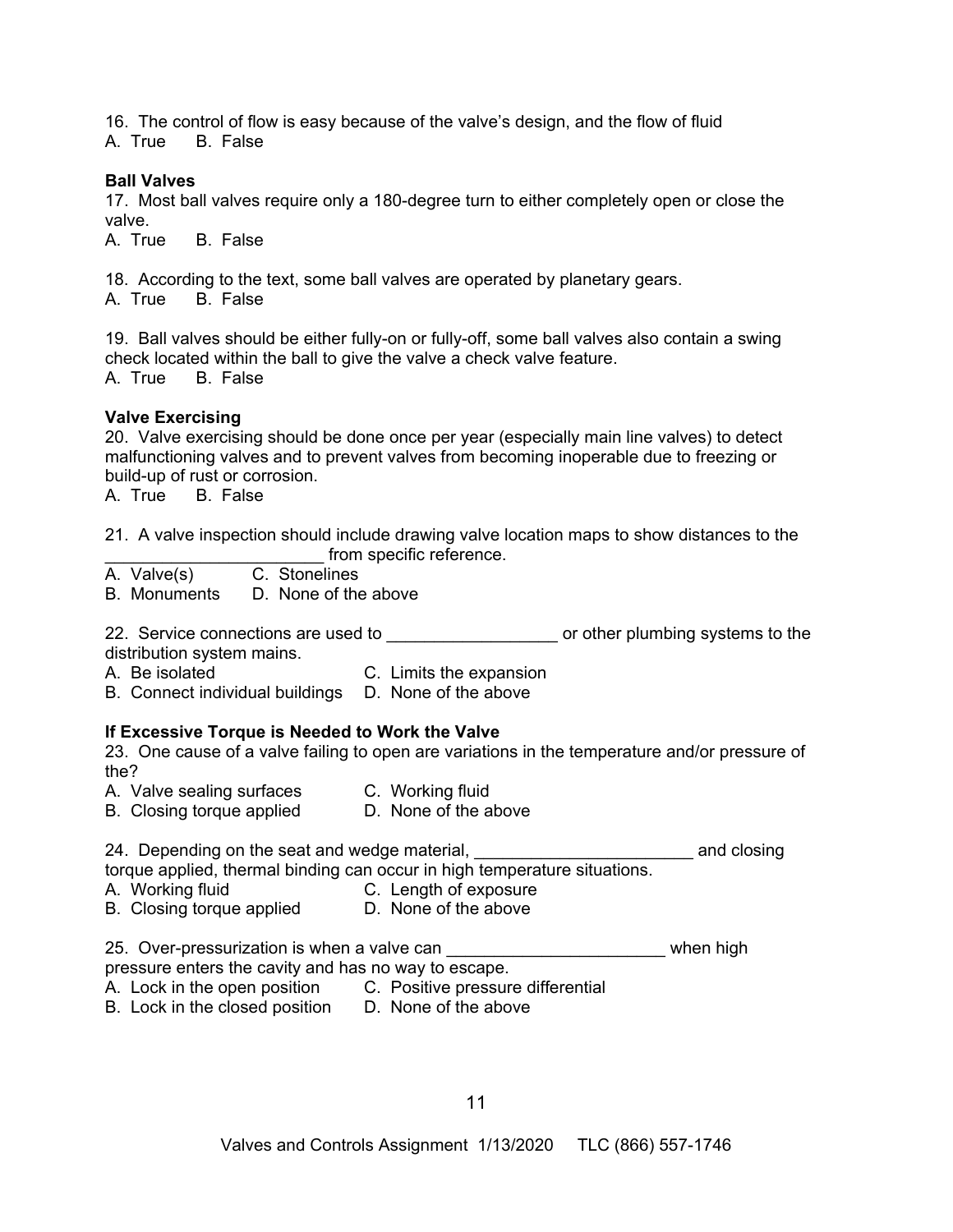16. The control of flow is easy because of the valve's design, and the flow of fluid
A. True B. False

**Ball Valves**

17. Most ball valves require only a 180-degree turn to either completely open or close the valve.
A. True B. False

18. According to the text, some ball valves are operated by planetary gears.
A. True B. False

19. Ball valves should be either fully-on or fully-off, some ball valves also contain a swing check located within the ball to give the valve a check valve feature.
A. True B. False

**Valve Exercising**

20. Valve exercising should be done once per year (especially main line valves) to detect malfunctioning valves and to prevent valves from becoming inoperable due to freezing or build-up of rust or corrosion.
A. True B. False

21. A valve inspection should include drawing valve location maps to show distances to the ______________________ from specific reference.
A. Valve(s) C. Stonelines
B. Monuments D. None of the above

22. Service connections are used to _________________ or other plumbing systems to the distribution system mains.
A. Be isolated C. Limits the expansion
B. Connect individual buildings D. None of the above

**If Excessive Torque is Needed to Work the Valve**

23. One cause of a valve failing to open are variations in the temperature and/or pressure of the?
A. Valve sealing surfaces C. Working fluid
B. Closing torque applied D. None of the above

24. Depending on the seat and wedge material, ______________________ and closing torque applied, thermal binding can occur in high temperature situations.
A. Working fluid C. Length of exposure
B. Closing torque applied D. None of the above

25. Over-pressurization is when a valve can ______________________ when high pressure enters the cavity and has no way to escape.
A. Lock in the open position C. Positive pressure differential
B. Lock in the closed position D. None of the above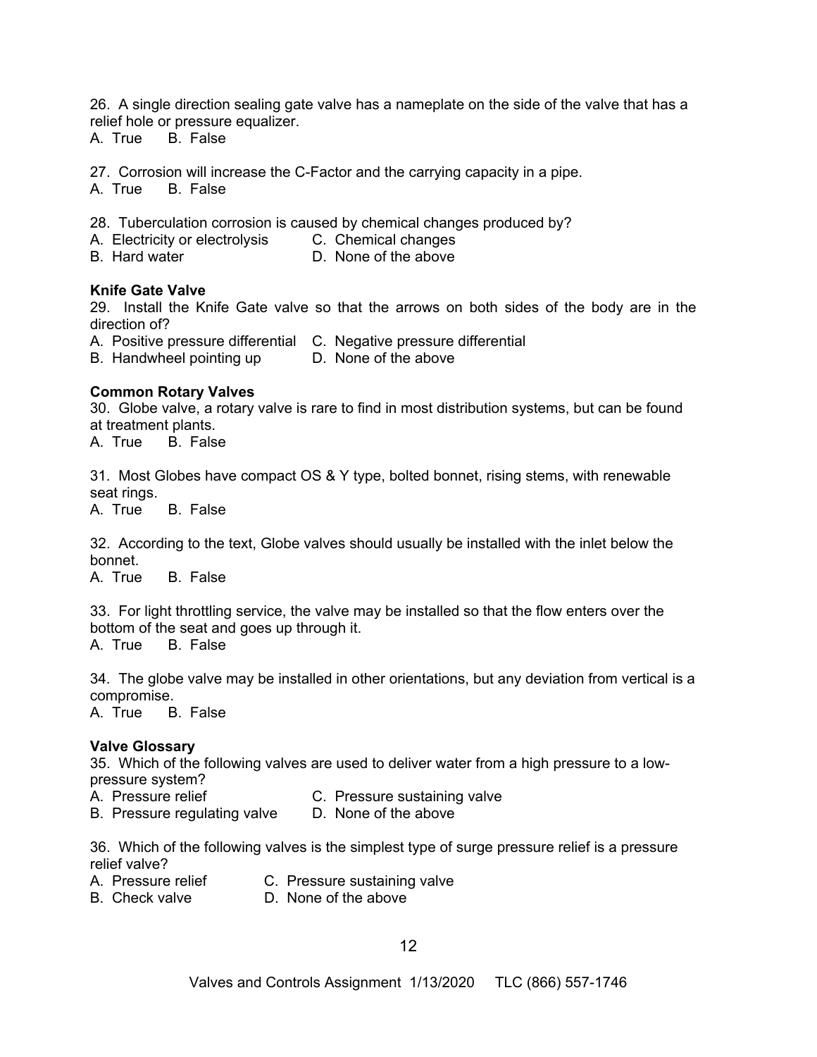26. A single direction sealing gate valve has a nameplate on the side of the valve that has a relief hole or pressure equalizer.
A. True B. False

27. Corrosion will increase the C-Factor and the carrying capacity in a pipe.
A. True B. False

28. Tuberculation corrosion is caused by chemical changes produced by?
A. Electricity or electrolysis
B. Hard water
C. Chemical changes
D. None of the above

**Knife Gate Valve**

29. Install the Knife Gate valve so that the arrows on both sides of the body are in the direction of?
A. Positive pressure differential
B. Handwheel pointing up
C. Negative pressure differential
D. None of the above

**Common Rotary Valves**

30. Globe valve, a rotary valve is rare to find in most distribution systems, but can be found at treatment plants.
A. True B. False

31. Most Globes have compact OS & Y type, bolted bonnet, rising stems, with renewable seat rings.
A. True B. False

32. According to the text, Globe valves should usually be installed with the inlet below the bonnet.
A. True B. False

33. For light throttling service, the valve may be installed so that the flow enters over the bottom of the seat and goes up through it.
A. True B. False

34. The globe valve may be installed in other orientations, but any deviation from vertical is a compromise.
A. True B. False

**Valve Glossary**

35. Which of the following valves are used to deliver water from a high pressure to a low-pressure system?
A. Pressure relief
B. Pressure regulating valve
C. Pressure sustaining valve
D. None of the above

36. Which of the following valves is the simplest type of surge pressure relief is a pressure relief valve?
A. Pressure relief
B. Check valve
C. Pressure sustaining valve
D. None of the above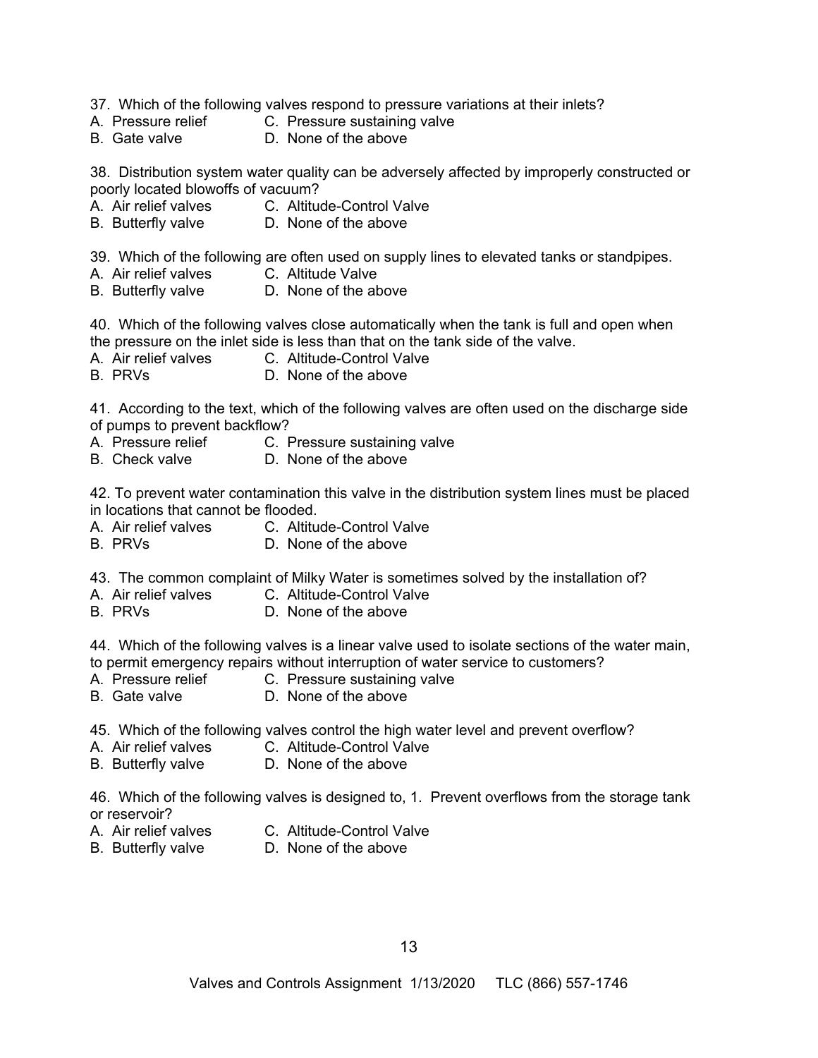37. Which of the following valves respond to pressure variations at their inlets?
A. Pressure relief
B. Gate valve
C. Pressure sustaining valve
D. None of the above

38. Distribution system water quality can be adversely affected by improperly constructed or poorly located blowoffs of vacuum?
A. Air relief valves
B. Butterfly valve
C. Altitude-Control Valve
D. None of the above

39. Which of the following are often used on supply lines to elevated tanks or standpipes.
A. Air relief valves
B. Butterfly valve
C. Altitude Valve
D. None of the above

40. Which of the following valves close automatically when the tank is full and open when the pressure on the inlet side is less than that on the tank side of the valve.
A. Air relief valves
B. PRVs
C. Altitude-Control Valve
D. None of the above

41. According to the text, which of the following valves are often used on the discharge side of pumps to prevent backflow?
A. Pressure relief
B. Check valve
C. Pressure sustaining valve
D. None of the above

42. To prevent water contamination this valve in the distribution system lines must be placed in locations that cannot be flooded.
A. Air relief valves
B. PRVs
C. Altitude-Control Valve
D. None of the above

43. The common complaint of Milky Water is sometimes solved by the installation of?
A. Air relief valves
B. PRVs
C. Altitude-Control Valve
D. None of the above

44. Which of the following valves is a linear valve used to isolate sections of the water main, to permit emergency repairs without interruption of water service to customers?
A. Pressure relief
B. Gate valve
C. Pressure sustaining valve
D. None of the above

45. Which of the following valves control the high water level and prevent overflow?
A. Air relief valves
B. Butterfly valve
C. Altitude-Control Valve
D. None of the above

46. Which of the following valves is designed to, 1. Prevent overflows from the storage tank or reservoir?
A. Air relief valves
B. Butterfly valve
C. Altitude-Control Valve
D. None of the above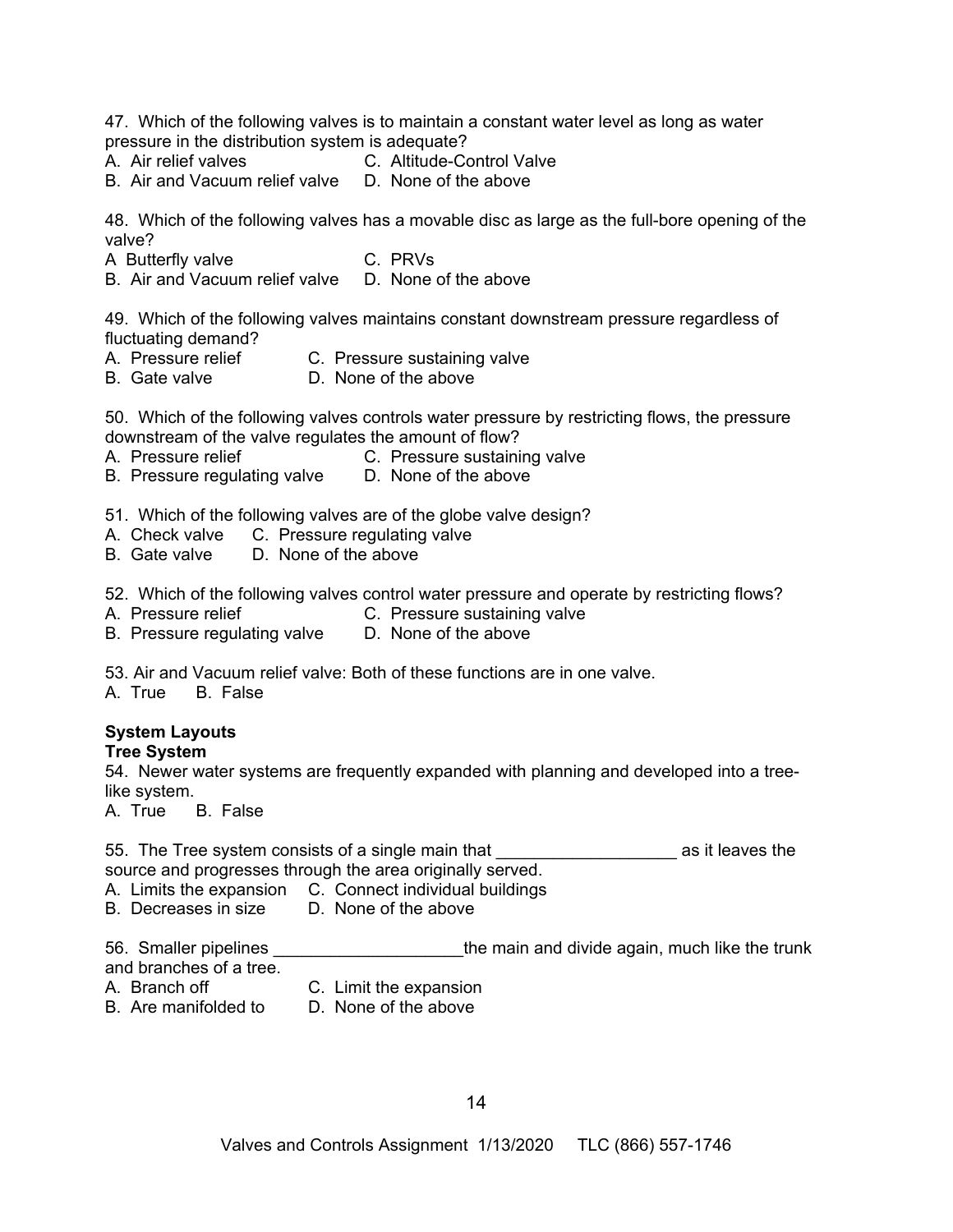47. Which of the following valves is to maintain a constant water level as long as water pressure in the distribution system is adequate?
A. Air relief valves C. Altitude-Control Valve
B. Air and Vacuum relief valve D. None of the above

48. Which of the following valves has a movable disc as large as the full-bore opening of the valve?
A Butterfly valve C. PRVs
B. Air and Vacuum relief valve D. None of the above

49. Which of the following valves maintains constant downstream pressure regardless of fluctuating demand?
A. Pressure relief C. Pressure sustaining valve
B. Gate valve D. None of the above

50. Which of the following valves controls water pressure by restricting flows, the pressure downstream of the valve regulates the amount of flow?
A. Pressure relief C. Pressure sustaining valve
B. Pressure regulating valve D. None of the above

51. Which of the following valves are of the globe valve design?
A. Check valve C. Pressure regulating valve
B. Gate valve D. None of the above

52. Which of the following valves control water pressure and operate by restricting flows?
A. Pressure relief C. Pressure sustaining valve
B. Pressure regulating valve D. None of the above

53. Air and Vacuum relief valve: Both of these functions are in one valve.
A. True B. False

**System Layouts**

**Tree System**

54. Newer water systems are frequently expanded with planning and developed into a tree-like system.
A. True B. False

55. The Tree system consists of a single main that ___________________ as it leaves the source and progresses through the area originally served.
A. Limits the expansion C. Connect individual buildings
B. Decreases in size D. None of the above

56. Smaller pipelines ____________________the main and divide again, much like the trunk and branches of a tree.
A. Branch off C. Limit the expansion
B. Are manifolded to D. None of the above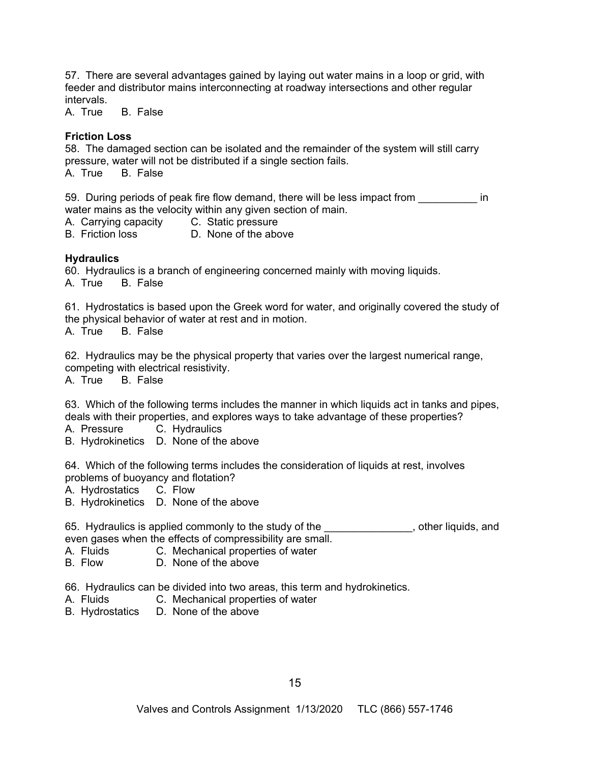57. There are several advantages gained by laying out water mains in a loop or grid, with feeder and distributor mains interconnecting at roadway intersections and other regular intervals.
A. True B. False

**Friction Loss**

58. The damaged section can be isolated and the remainder of the system will still carry pressure, water will not be distributed if a single section fails.
A. True B. False

59. During periods of peak fire flow demand, there will be less impact from __________ in water mains as the velocity within any given section of main.
A. Carrying capacity C. Static pressure
B. Friction loss D. None of the above

**Hydraulics**

60. Hydraulics is a branch of engineering concerned mainly with moving liquids.
A. True B. False

61. Hydrostatics is based upon the Greek word for water, and originally covered the study of the physical behavior of water at rest and in motion.
A. True B. False

62. Hydraulics may be the physical property that varies over the largest numerical range, competing with electrical resistivity.
A. True B. False

63. Which of the following terms includes the manner in which liquids act in tanks and pipes, deals with their properties, and explores ways to take advantage of these properties?
A. Pressure C. Hydraulics
B. Hydrokinetics D. None of the above

64. Which of the following terms includes the consideration of liquids at rest, involves problems of buoyancy and flotation?
A. Hydrostatics C. Flow
B. Hydrokinetics D. None of the above

65. Hydraulics is applied commonly to the study of the _______________, other liquids, and even gases when the effects of compressibility are small.
A. Fluids C. Mechanical properties of water
B. Flow D. None of the above

66. Hydraulics can be divided into two areas, this term and hydrokinetics.
A. Fluids C. Mechanical properties of water
B. Hydrostatics D. None of the above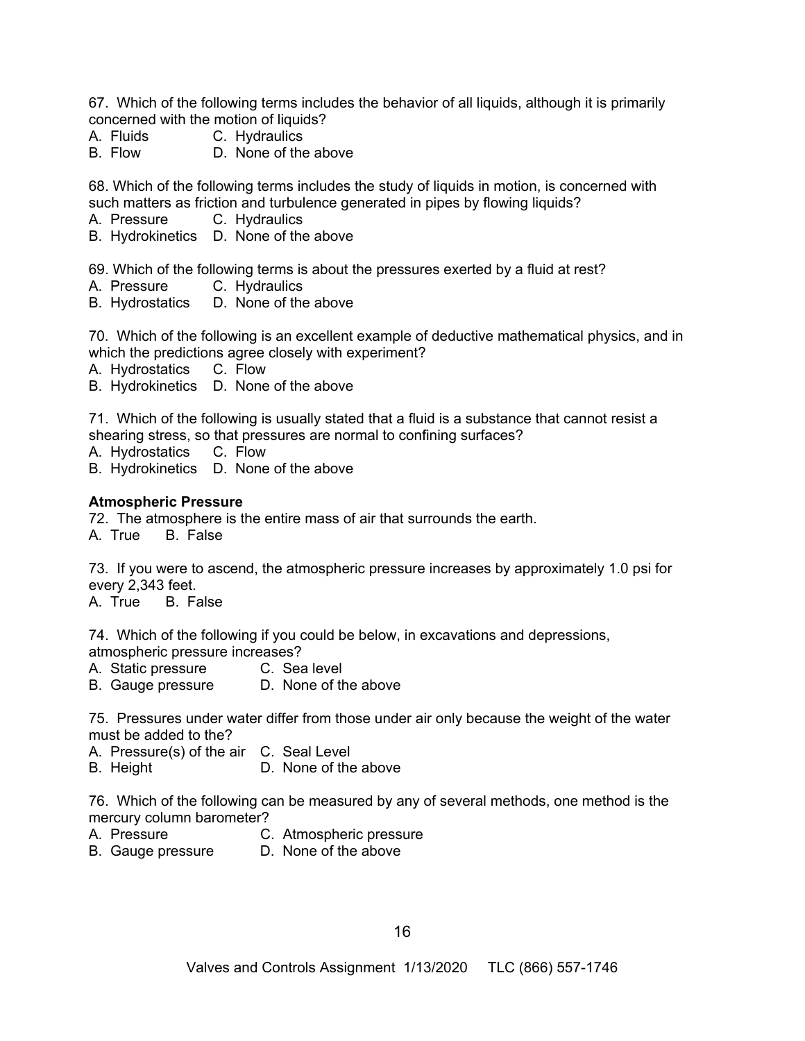67. Which of the following terms includes the behavior of all liquids, although it is primarily concerned with the motion of liquids?

A. Fluids C. Hydraulics
B. Flow D. None of the above

68. Which of the following terms includes the study of liquids in motion, is concerned with such matters as friction and turbulence generated in pipes by flowing liquids?

A. Pressure C. Hydraulics
B. Hydrokinetics D. None of the above

69. Which of the following terms is about the pressures exerted by a fluid at rest?

A. Pressure C. Hydraulics
B. Hydrostatics D. None of the above

70. Which of the following is an excellent example of deductive mathematical physics, and in which the predictions agree closely with experiment?

A. Hydrostatics C. Flow
B. Hydrokinetics D. None of the above

71. Which of the following is usually stated that a fluid is a substance that cannot resist a shearing stress, so that pressures are normal to confining surfaces?

A. Hydrostatics C. Flow
B. Hydrokinetics D. None of the above

**Atmospheric Pressure**

72. The atmosphere is the entire mass of air that surrounds the earth.

A. True B. False

73. If you were to ascend, the atmospheric pressure increases by approximately 1.0 psi for every 2,343 feet.

A. True B. False

74. Which of the following if you could be below, in excavations and depressions, atmospheric pressure increases?

A. Static pressure C. Sea level
B. Gauge pressure D. None of the above

75. Pressures under water differ from those under air only because the weight of the water must be added to the?

A. Pressure(s) of the air C. Seal Level
B. Height D. None of the above

76. Which of the following can be measured by any of several methods, one method is the mercury column barometer?

A. Pressure C. Atmospheric pressure
B. Gauge pressure D. None of the above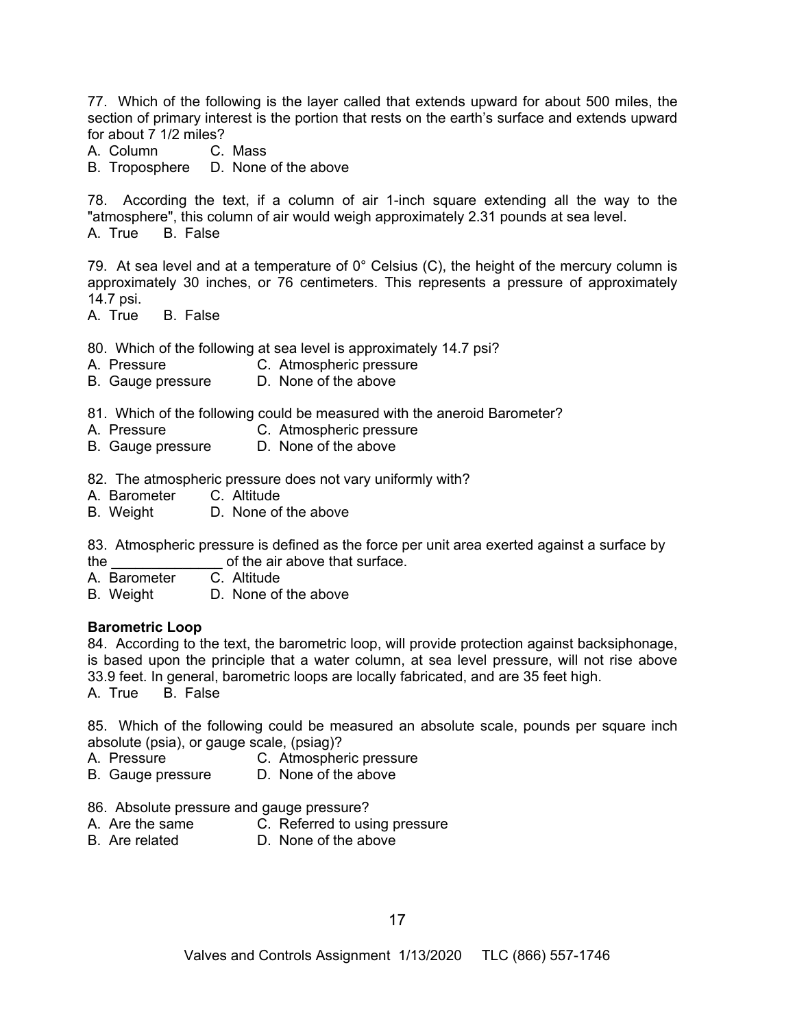77. Which of the following is the layer called that extends upward for about 500 miles, the section of primary interest is the portion that rests on the earth's surface and extends upward for about 7 1/2 miles?
A. Column C. Mass
B. Troposphere D. None of the above

78. According the text, if a column of air 1-inch square extending all the way to the "atmosphere", this column of air would weigh approximately 2.31 pounds at sea level.
A. True B. False

79. At sea level and at a temperature of 0° Celsius (C), the height of the mercury column is approximately 30 inches, or 76 centimeters. This represents a pressure of approximately 14.7 psi.
A. True B. False

80. Which of the following at sea level is approximately 14.7 psi?
A. Pressure C. Atmospheric pressure
B. Gauge pressure D. None of the above

81. Which of the following could be measured with the aneroid Barometer?
A. Pressure C. Atmospheric pressure
B. Gauge pressure D. None of the above

82. The atmospheric pressure does not vary uniformly with?
A. Barometer C. Altitude
B. Weight D. None of the above

83. Atmospheric pressure is defined as the force per unit area exerted against a surface by the ______________ of the air above that surface.
A. Barometer C. Altitude
B. Weight D. None of the above

**Barometric Loop**

84. According to the text, the barometric loop, will provide protection against backsiphonage, is based upon the principle that a water column, at sea level pressure, will not rise above 33.9 feet. In general, barometric loops are locally fabricated, and are 35 feet high.
A. True B. False

85. Which of the following could be measured an absolute scale, pounds per square inch absolute (psia), or gauge scale, (psiag)?
A. Pressure C. Atmospheric pressure
B. Gauge pressure D. None of the above

86. Absolute pressure and gauge pressure?
A. Are the same C. Referred to using pressure
B. Are related D. None of the above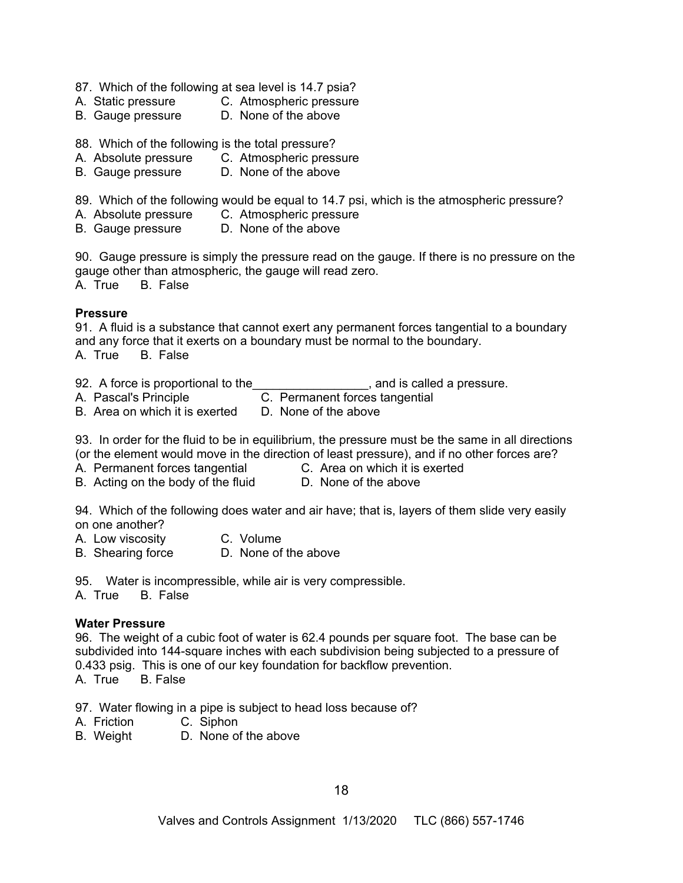87. Which of the following at sea level is 14.7 psia?
A. Static pressure C. Atmospheric pressure
B. Gauge pressure D. None of the above

88. Which of the following is the total pressure?
A. Absolute pressure C. Atmospheric pressure
B. Gauge pressure D. None of the above

89. Which of the following would be equal to 14.7 psi, which is the atmospheric pressure?
A. Absolute pressure C. Atmospheric pressure
B. Gauge pressure D. None of the above

90. Gauge pressure is simply the pressure read on the gauge. If there is no pressure on the gauge other than atmospheric, the gauge will read zero.
A. True B. False

**Pressure**

91. A fluid is a substance that cannot exert any permanent forces tangential to a boundary and any force that it exerts on a boundary must be normal to the boundary.
A. True B. False

92. A force is proportional to the_________________, and is called a pressure.
A. Pascal's Principle C. Permanent forces tangential
B. Area on which it is exerted D. None of the above

93. In order for the fluid to be in equilibrium, the pressure must be the same in all directions (or the element would move in the direction of least pressure), and if no other forces are?
A. Permanent forces tangential C. Area on which it is exerted
B. Acting on the body of the fluid D. None of the above

94. Which of the following does water and air have; that is, layers of them slide very easily on one another?
A. Low viscosity C. Volume
B. Shearing force D. None of the above

95. Water is incompressible, while air is very compressible.
A. True B. False

**Water Pressure**

96. The weight of a cubic foot of water is 62.4 pounds per square foot. The base can be subdivided into 144-square inches with each subdivision being subjected to a pressure of 0.433 psig. This is one of our key foundation for backflow prevention.
A. True B. False

97. Water flowing in a pipe is subject to head loss because of?
A. Friction C. Siphon
B. Weight D. None of the above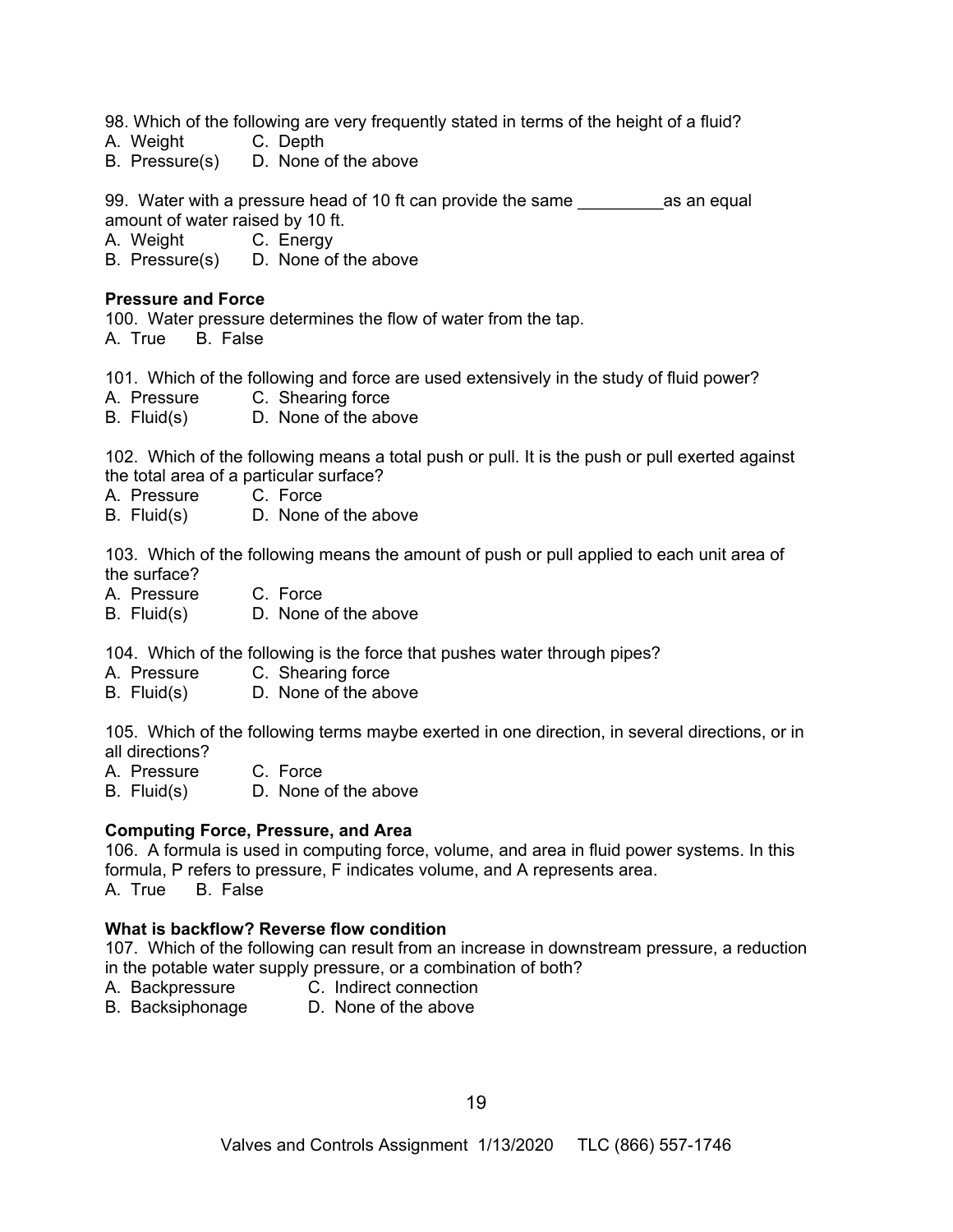98. Which of the following are very frequently stated in terms of the height of a fluid?
A. Weight C. Depth
B. Pressure(s) D. None of the above

99. Water with a pressure head of 10 ft can provide the same _________as an equal amount of water raised by 10 ft.
A. Weight C. Energy
B. Pressure(s) D. None of the above

**Pressure and Force**

100. Water pressure determines the flow of water from the tap.
A. True B. False

101. Which of the following and force are used extensively in the study of fluid power?
A. Pressure C. Shearing force
B. Fluid(s) D. None of the above

102. Which of the following means a total push or pull. It is the push or pull exerted against the total area of a particular surface?
A. Pressure C. Force
B. Fluid(s) D. None of the above

103. Which of the following means the amount of push or pull applied to each unit area of the surface?
A. Pressure C. Force
B. Fluid(s) D. None of the above

104. Which of the following is the force that pushes water through pipes?
A. Pressure C. Shearing force
B. Fluid(s) D. None of the above

105. Which of the following terms maybe exerted in one direction, in several directions, or in all directions?
A. Pressure C. Force
B. Fluid(s) D. None of the above

**Computing Force, Pressure, and Area**

106. A formula is used in computing force, volume, and area in fluid power systems. In this formula, P refers to pressure, F indicates volume, and A represents area.
A. True B. False

**What is backflow? Reverse flow condition**

107. Which of the following can result from an increase in downstream pressure, a reduction in the potable water supply pressure, or a combination of both?
A. Backpressure C. Indirect connection
B. Backsiphonage D. None of the above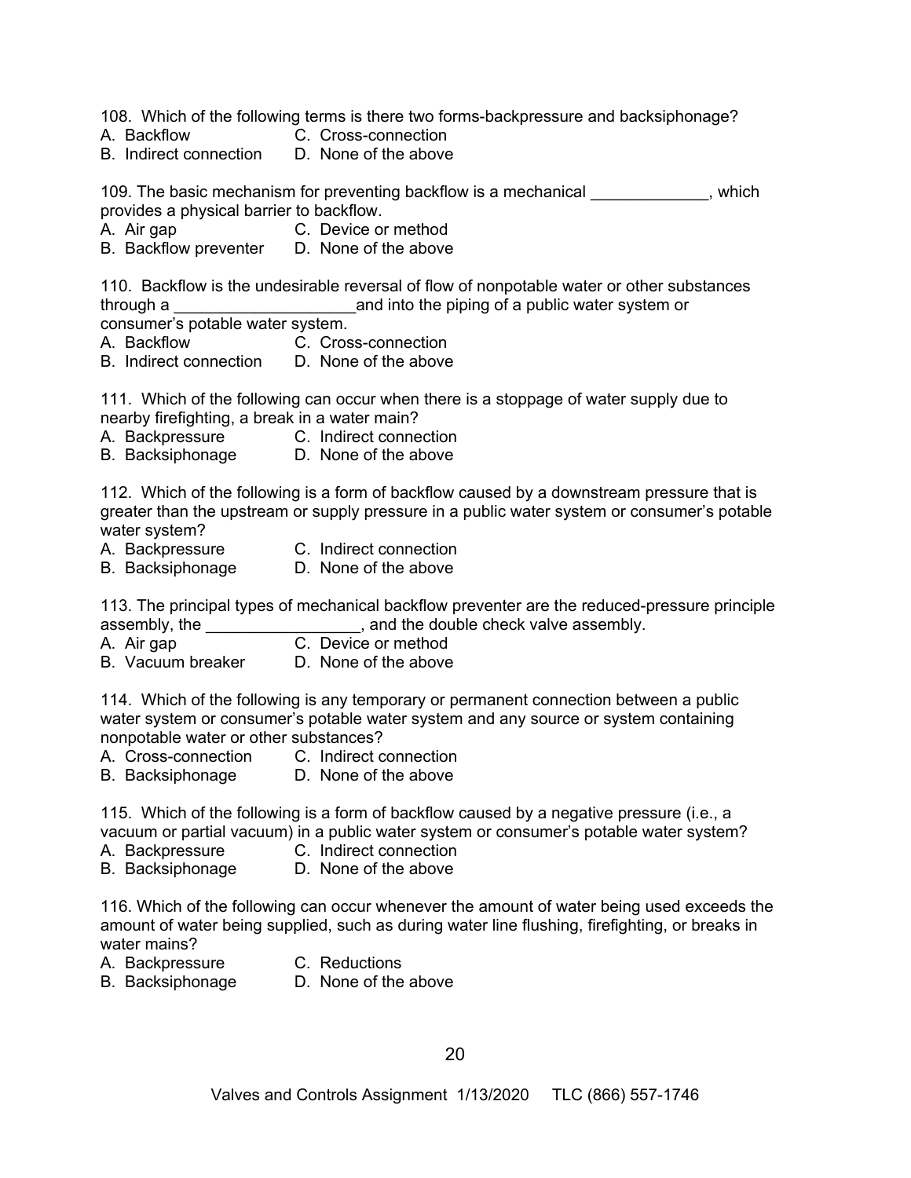108. Which of the following terms is there two forms-backpressure and backsiphonage?

A. Backflow  C. Cross-connection
B. Indirect connection  D. None of the above

109. The basic mechanism for preventing backflow is a mechanical _____________, which provides a physical barrier to backflow.

A. Air gap  C. Device or method
B. Backflow preventer  D. None of the above

110. Backflow is the undesirable reversal of flow of nonpotable water or other substances through a ____________________and into the piping of a public water system or consumer's potable water system.

A. Backflow  C. Cross-connection
B. Indirect connection  D. None of the above

111. Which of the following can occur when there is a stoppage of water supply due to nearby firefighting, a break in a water main?

A. Backpressure  C. Indirect connection
B. Backsiphonage  D. None of the above

112. Which of the following is a form of backflow caused by a downstream pressure that is greater than the upstream or supply pressure in a public water system or consumer's potable water system?

A. Backpressure  C. Indirect connection
B. Backsiphonage  D. None of the above

113. The principal types of mechanical backflow preventer are the reduced-pressure principle assembly, the _________________, and the double check valve assembly.

A. Air gap  C. Device or method
B. Vacuum breaker  D. None of the above

114. Which of the following is any temporary or permanent connection between a public water system or consumer's potable water system and any source or system containing nonpotable water or other substances?

A. Cross-connection  C. Indirect connection
B. Backsiphonage  D. None of the above

115. Which of the following is a form of backflow caused by a negative pressure (i.e., a vacuum or partial vacuum) in a public water system or consumer's potable water system?

A. Backpressure  C. Indirect connection
B. Backsiphonage  D. None of the above

116. Which of the following can occur whenever the amount of water being used exceeds the amount of water being supplied, such as during water line flushing, firefighting, or breaks in water mains?

A. Backpressure  C. Reductions
B. Backsiphonage  D. None of the above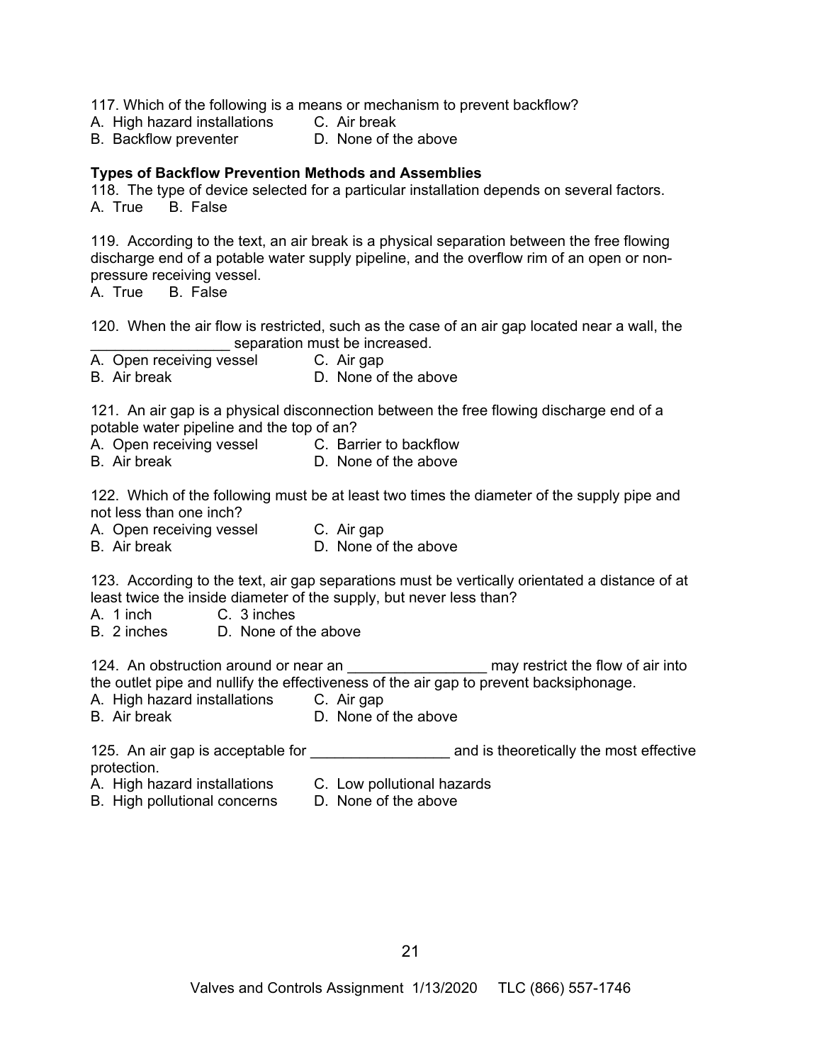117. Which of the following is a means or mechanism to prevent backflow?
A. High hazard installations C. Air break
B. Backflow preventer D. None of the above

**Types of Backflow Prevention Methods and Assemblies**

118. The type of device selected for a particular installation depends on several factors.
A. True B. False

119. According to the text, an air break is a physical separation between the free flowing discharge end of a potable water supply pipeline, and the overflow rim of an open or non-pressure receiving vessel.
A. True B. False

120. When the air flow is restricted, such as the case of an air gap located near a wall, the _________________ separation must be increased.
A. Open receiving vessel C. Air gap
B. Air break D. None of the above

121. An air gap is a physical disconnection between the free flowing discharge end of a potable water pipeline and the top of an?
A. Open receiving vessel C. Barrier to backflow
B. Air break D. None of the above

122. Which of the following must be at least two times the diameter of the supply pipe and not less than one inch?
A. Open receiving vessel C. Air gap
B. Air break D. None of the above

123. According to the text, air gap separations must be vertically orientated a distance of at least twice the inside diameter of the supply, but never less than?
A. 1 inch C. 3 inches
B. 2 inches D. None of the above

124. An obstruction around or near an _________________ may restrict the flow of air into the outlet pipe and nullify the effectiveness of the air gap to prevent backsiphonage.
A. High hazard installations C. Air gap
B. Air break D. None of the above

125. An air gap is acceptable for _________________ and is theoretically the most effective protection.
A. High hazard installations C. Low pollutional hazards
B. High pollutional concerns D. None of the above